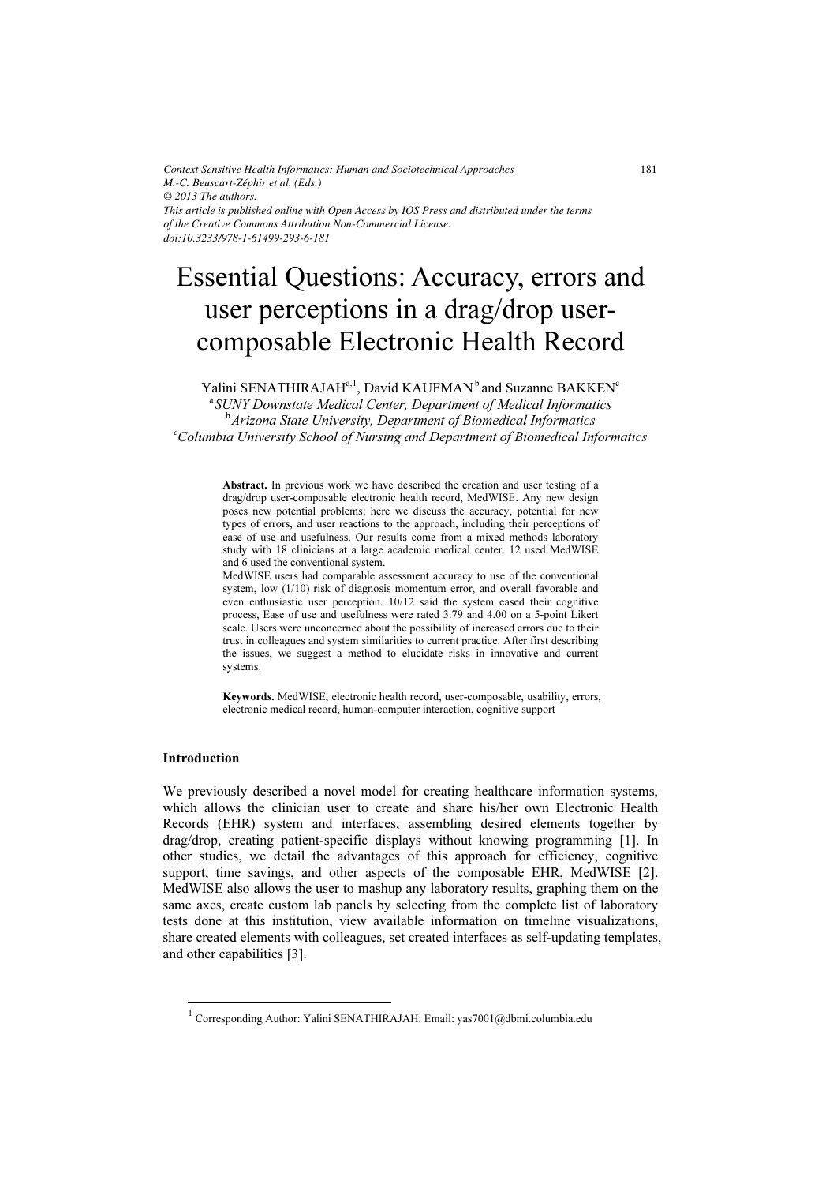*Context Sensitive Health Informatics: Human and Sociotechnical Approaches*
*M.-C. Beuscart-Zéphir et al. (Eds.)*
*© 2013 The authors.*
*This article is published online with Open Access by IOS Press and distributed under the terms of the Creative Commons Attribution Non-Commercial License.*
*doi:10.3233/978-1-61499-293-6-181*

# Essential Questions: Accuracy, errors and user perceptions in a drag/drop user-composable Electronic Health Record

Yalini SENATHIRAJAH[a,1], David KAUFMAN[b] and Suzanne BAKKEN[c]

[a] *SUNY Downstate Medical Center, Department of Medical Informatics*
[b] *Arizona State University, Department of Biomedical Informatics*
[c] *Columbia University School of Nursing and Department of Biomedical Informatics*

**Abstract.** In previous work we have described the creation and user testing of a drag/drop user-composable electronic health record, MedWISE. Any new design poses new potential problems; here we discuss the accuracy, potential for new types of errors, and user reactions to the approach, including their perceptions of ease of use and usefulness. Our results come from a mixed methods laboratory study with 18 clinicians at a large academic medical center. 12 used MedWISE and 6 used the conventional system.
MedWISE users had comparable assessment accuracy to use of the conventional system, low (1/10) risk of diagnosis momentum error, and overall favorable and even enthusiastic user perception. 10/12 said the system eased their cognitive process, Ease of use and usefulness were rated 3.79 and 4.00 on a 5-point Likert scale. Users were unconcerned about the possibility of increased errors due to their trust in colleagues and system similarities to current practice. After first describing the issues, we suggest a method to elucidate risks in innovative and current systems.

**Keywords.** MedWISE, electronic health record, user-composable, usability, errors, electronic medical record, human-computer interaction, cognitive support

## Introduction

We previously described a novel model for creating healthcare information systems, which allows the clinician user to create and share his/her own Electronic Health Records (EHR) system and interfaces, assembling desired elements together by drag/drop, creating patient-specific displays without knowing programming [1]. In other studies, we detail the advantages of this approach for efficiency, cognitive support, time savings, and other aspects of the composable EHR, MedWISE [2]. MedWISE also allows the user to mashup any laboratory results, graphing them on the same axes, create custom lab panels by selecting from the complete list of laboratory tests done at this institution, view available information on timeline visualizations, share created elements with colleagues, set created interfaces as self-updating templates, and other capabilities [3].

[1] Corresponding Author: Yalini SENATHIRAJAH. Email: yas7001@dbmi.columbia.edu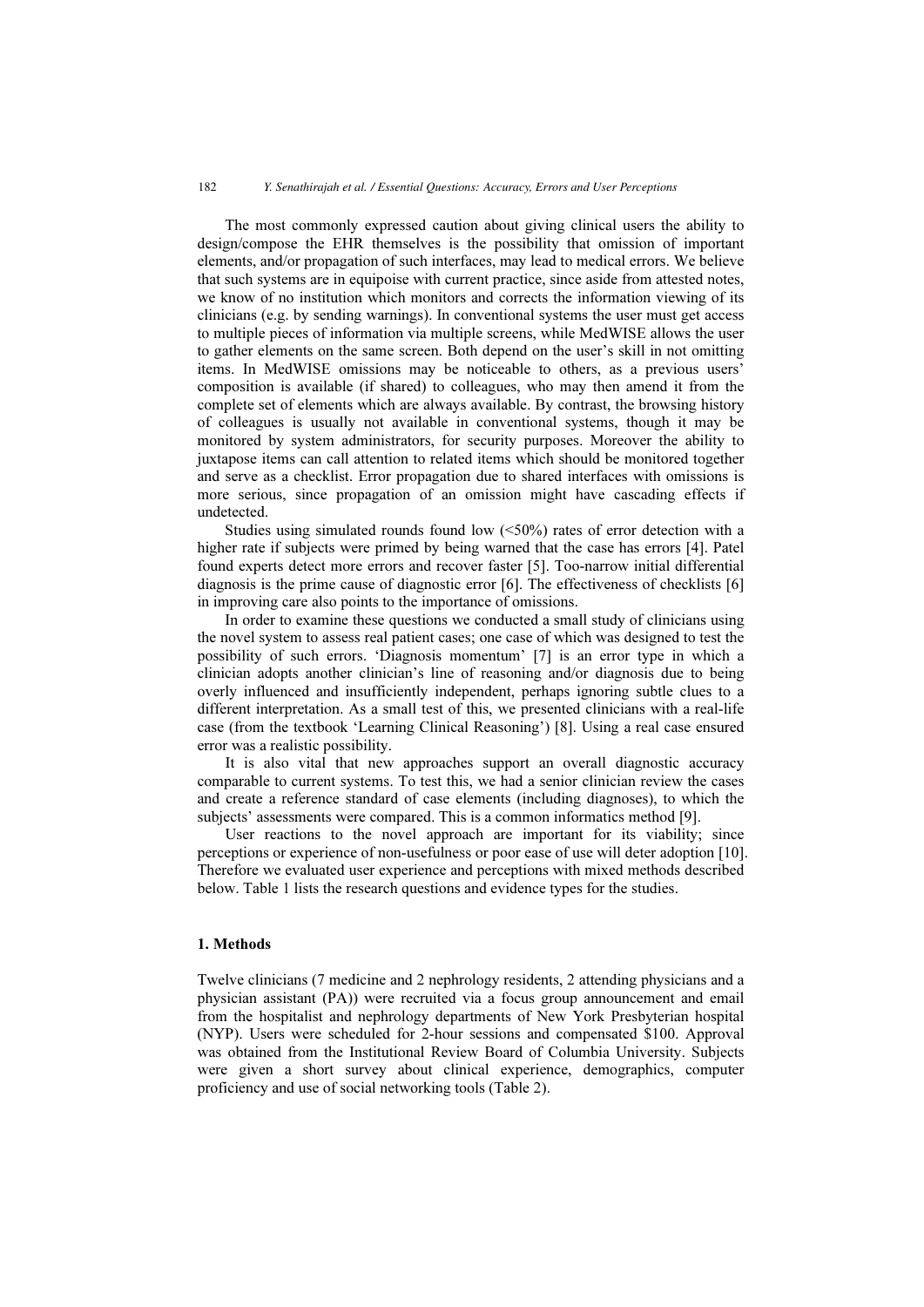The most commonly expressed caution about giving clinical users the ability to design/compose the EHR themselves is the possibility that omission of important elements, and/or propagation of such interfaces, may lead to medical errors. We believe that such systems are in equipoise with current practice, since aside from attested notes, we know of no institution which monitors and corrects the information viewing of its clinicians (e.g. by sending warnings). In conventional systems the user must get access to multiple pieces of information via multiple screens, while MedWISE allows the user to gather elements on the same screen. Both depend on the user's skill in not omitting items. In MedWISE omissions may be noticeable to others, as a previous users' composition is available (if shared) to colleagues, who may then amend it from the complete set of elements which are always available. By contrast, the browsing history of colleagues is usually not available in conventional systems, though it may be monitored by system administrators, for security purposes. Moreover the ability to juxtapose items can call attention to related items which should be monitored together and serve as a checklist. Error propagation due to shared interfaces with omissions is more serious, since propagation of an omission might have cascading effects if undetected.

Studies using simulated rounds found low (<50%) rates of error detection with a higher rate if subjects were primed by being warned that the case has errors [4]. Patel found experts detect more errors and recover faster [5]. Too-narrow initial differential diagnosis is the prime cause of diagnostic error [6]. The effectiveness of checklists [6] in improving care also points to the importance of omissions.

In order to examine these questions we conducted a small study of clinicians using the novel system to assess real patient cases; one case of which was designed to test the possibility of such errors. 'Diagnosis momentum' [7] is an error type in which a clinician adopts another clinician's line of reasoning and/or diagnosis due to being overly influenced and insufficiently independent, perhaps ignoring subtle clues to a different interpretation. As a small test of this, we presented clinicians with a real-life case (from the textbook 'Learning Clinical Reasoning') [8]. Using a real case ensured error was a realistic possibility.

It is also vital that new approaches support an overall diagnostic accuracy comparable to current systems. To test this, we had a senior clinician review the cases and create a reference standard of case elements (including diagnoses), to which the subjects' assessments were compared. This is a common informatics method [9].

User reactions to the novel approach are important for its viability; since perceptions or experience of non-usefulness or poor ease of use will deter adoption [10]. Therefore we evaluated user experience and perceptions with mixed methods described below. Table 1 lists the research questions and evidence types for the studies.

## 1. Methods

Twelve clinicians (7 medicine and 2 nephrology residents, 2 attending physicians and a physician assistant (PA)) were recruited via a focus group announcement and email from the hospitalist and nephrology departments of New York Presbyterian hospital (NYP). Users were scheduled for 2-hour sessions and compensated $100. Approval was obtained from the Institutional Review Board of Columbia University. Subjects were given a short survey about clinical experience, demographics, computer proficiency and use of social networking tools (Table 2).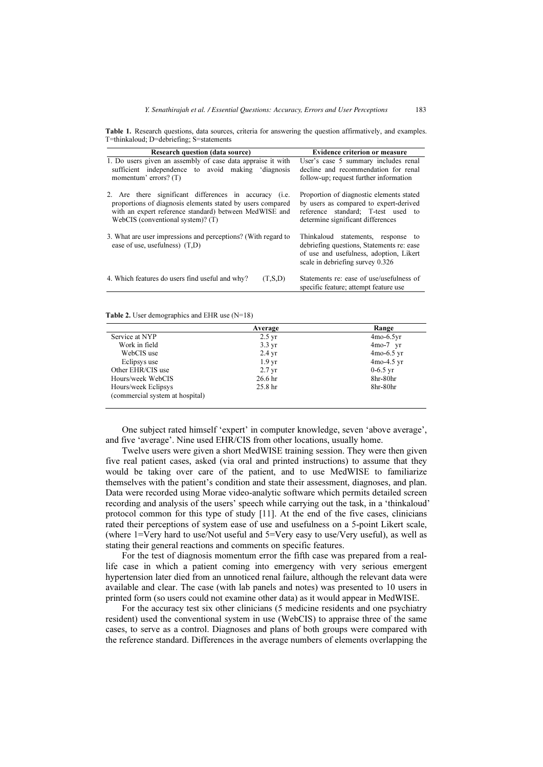**Table 1.** Research questions, data sources, criteria for answering the question affirmatively, and examples. T=thinkaloud; D=debriefing; S=statements

| Research question (data source) | Evidence criterion or measure |
|---|---|
| 1. Do users given an assembly of case data appraise it with sufficient independence to avoid making 'diagnosis momentum' errors? (T) | User's case 5 summary includes renal decline and recommendation for renal follow-up; request further information |
| 2. Are there significant differences in accuracy (i.e. proportions of diagnosis elements stated by users compared with an expert reference standard) between MedWISE and WebCIS (conventional system)? (T) | Proportion of diagnostic elements stated by users as compared to expert-derived reference standard; T-test used to determine significant differences |
| 3. What are user impressions and perceptions? (With regard to ease of use, usefulness) (T,D) | Thinkaloud statements, response to debriefing questions, Statements re: ease of use and usefulness, adoption, Likert scale in debriefing survey 0.326 |
| 4. Which features do users find useful and why? (T,S,D) | Statements re: ease of use/usefulness of specific feature; attempt feature use |

**Table 2.** User demographics and EHR use (N=18)

| | Average | Range |
|---|---|---|
| Service at NYP | 2.5 yr | 4mo-6.5yr |
| Work in field | 3.3 yr | 4mo-7 yr |
| WebCIS use | 2.4 yr | 4mo-6.5 yr |
| Eclipsys use | 1.9 yr | 4mo-4.5 yr |
| Other EHR/CIS use | 2.7 yr | 0-6.5 yr |
| Hours/week WebCIS | 26.6 hr | 8hr-80hr |
| Hours/week Eclipsys (commercial system at hospital) | 25.8 hr | 8hr-80hr |

One subject rated himself 'expert' in computer knowledge, seven 'above average', and five 'average'. Nine used EHR/CIS from other locations, usually home.

Twelve users were given a short MedWISE training session. They were then given five real patient cases, asked (via oral and printed instructions) to assume that they would be taking over care of the patient, and to use MedWISE to familiarize themselves with the patient's condition and state their assessment, diagnoses, and plan. Data were recorded using Morae video-analytic software which permits detailed screen recording and analysis of the users' speech while carrying out the task, in a 'thinkaloud' protocol common for this type of study [11]. At the end of the five cases, clinicians rated their perceptions of system ease of use and usefulness on a 5-point Likert scale, (where 1=Very hard to use/Not useful and 5=Very easy to use/Very useful), as well as stating their general reactions and comments on specific features.

For the test of diagnosis momentum error the fifth case was prepared from a real-life case in which a patient coming into emergency with very serious emergent hypertension later died from an unnoticed renal failure, although the relevant data were available and clear. The case (with lab panels and notes) was presented to 10 users in printed form (so users could not examine other data) as it would appear in MedWISE.

For the accuracy test six other clinicians (5 medicine residents and one psychiatry resident) used the conventional system in use (WebCIS) to appraise three of the same cases, to serve as a control. Diagnoses and plans of both groups were compared with the reference standard. Differences in the average numbers of elements overlapping the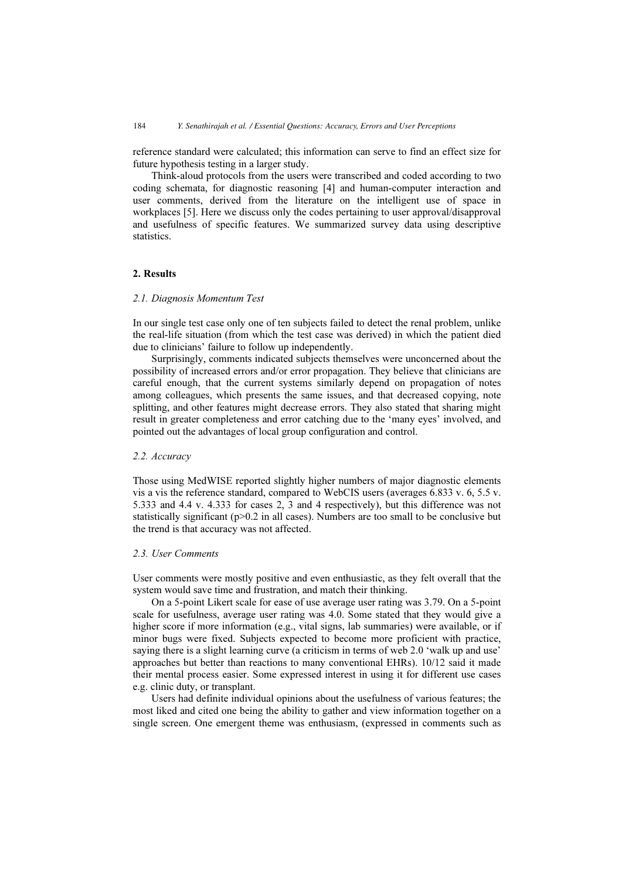reference standard were calculated; this information can serve to find an effect size for future hypothesis testing in a larger study.

Think-aloud protocols from the users were transcribed and coded according to two coding schemata, for diagnostic reasoning [4] and human-computer interaction and user comments, derived from the literature on the intelligent use of space in workplaces [5]. Here we discuss only the codes pertaining to user approval/disapproval and usefulness of specific features. We summarized survey data using descriptive statistics.

## 2. Results

### *2.1. Diagnosis Momentum Test*

In our single test case only one of ten subjects failed to detect the renal problem, unlike the real-life situation (from which the test case was derived) in which the patient died due to clinicians' failure to follow up independently.

Surprisingly, comments indicated subjects themselves were unconcerned about the possibility of increased errors and/or error propagation. They believe that clinicians are careful enough, that the current systems similarly depend on propagation of notes among colleagues, which presents the same issues, and that decreased copying, note splitting, and other features might decrease errors. They also stated that sharing might result in greater completeness and error catching due to the 'many eyes' involved, and pointed out the advantages of local group configuration and control.

### *2.2. Accuracy*

Those using MedWISE reported slightly higher numbers of major diagnostic elements vis a vis the reference standard, compared to WebCIS users (averages 6.833 v. 6, 5.5 v. 5.333 and 4.4 v. 4.333 for cases 2, 3 and 4 respectively), but this difference was not statistically significant ($p>0.2$ in all cases). Numbers are too small to be conclusive but the trend is that accuracy was not affected.

### *2.3. User Comments*

User comments were mostly positive and even enthusiastic, as they felt overall that the system would save time and frustration, and match their thinking.

On a 5-point Likert scale for ease of use average user rating was 3.79. On a 5-point scale for usefulness, average user rating was 4.0. Some stated that they would give a higher score if more information (e.g., vital signs, lab summaries) were available, or if minor bugs were fixed. Subjects expected to become more proficient with practice, saying there is a slight learning curve (a criticism in terms of web 2.0 'walk up and use' approaches but better than reactions to many conventional EHRs). 10/12 said it made their mental process easier. Some expressed interest in using it for different use cases e.g. clinic duty, or transplant.

Users had definite individual opinions about the usefulness of various features; the most liked and cited one being the ability to gather and view information together on a single screen. One emergent theme was enthusiasm, (expressed in comments such as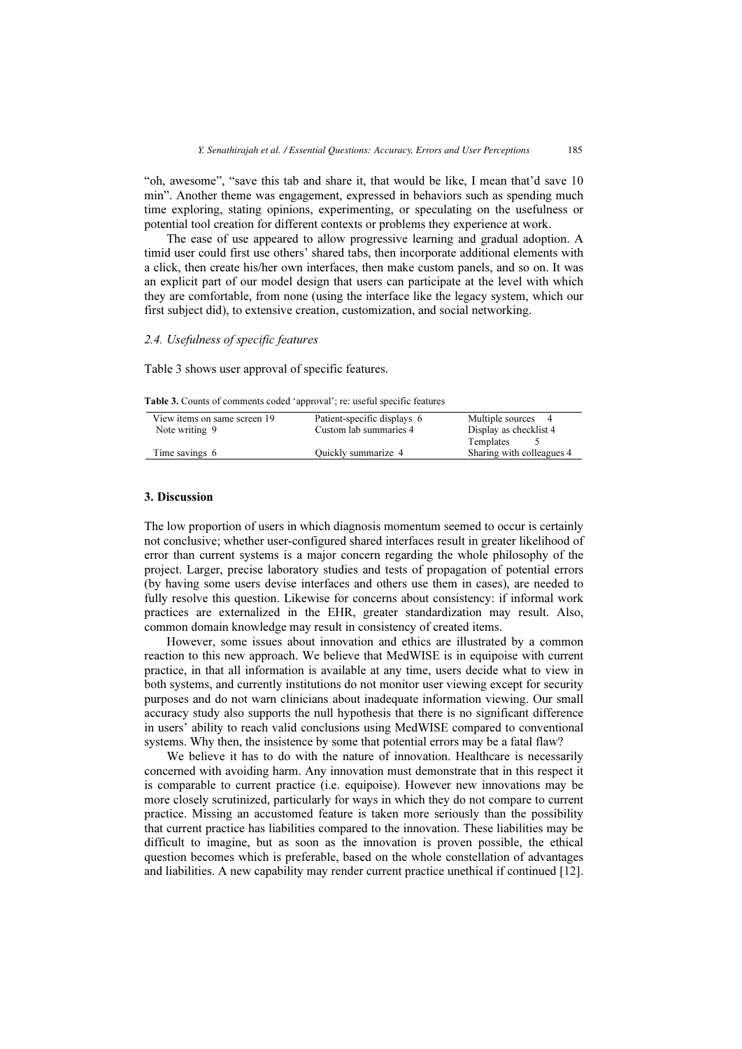"oh, awesome", "save this tab and share it, that would be like, I mean that'd save 10 min". Another theme was engagement, expressed in behaviors such as spending much time exploring, stating opinions, experimenting, or speculating on the usefulness or potential tool creation for different contexts or problems they experience at work.

The ease of use appeared to allow progressive learning and gradual adoption. A timid user could first use others' shared tabs, then incorporate additional elements with a click, then create his/her own interfaces, then make custom panels, and so on. It was an explicit part of our model design that users can participate at the level with which they are comfortable, from none (using the interface like the legacy system, which our first subject did), to extensive creation, customization, and social networking.

### 2.4. Usefulness of specific features

Table 3 shows user approval of specific features.

**Table 3.** Counts of comments coded 'approval'; re: useful specific features

| | | |
|---|---|---|
| View items on same screen 19 | Patient-specific displays 6 | Multiple sources 4 |
| Note writing 9 | Custom lab summaries 4 | Display as checklist 4<br>Templates 5 |
| Time savings 6 | Quickly summarize 4 | Sharing with colleagues 4 |

## 3. Discussion

The low proportion of users in which diagnosis momentum seemed to occur is certainly not conclusive; whether user-configured shared interfaces result in greater likelihood of error than current systems is a major concern regarding the whole philosophy of the project. Larger, precise laboratory studies and tests of propagation of potential errors (by having some users devise interfaces and others use them in cases), are needed to fully resolve this question. Likewise for concerns about consistency: if informal work practices are externalized in the EHR, greater standardization may result. Also, common domain knowledge may result in consistency of created items.

However, some issues about innovation and ethics are illustrated by a common reaction to this new approach. We believe that MedWISE is in equipoise with current practice, in that all information is available at any time, users decide what to view in both systems, and currently institutions do not monitor user viewing except for security purposes and do not warn clinicians about inadequate information viewing. Our small accuracy study also supports the null hypothesis that there is no significant difference in users' ability to reach valid conclusions using MedWISE compared to conventional systems. Why then, the insistence by some that potential errors may be a fatal flaw?

We believe it has to do with the nature of innovation. Healthcare is necessarily concerned with avoiding harm. Any innovation must demonstrate that in this respect it is comparable to current practice (i.e. equipoise). However new innovations may be more closely scrutinized, particularly for ways in which they do not compare to current practice. Missing an accustomed feature is taken more seriously than the possibility that current practice has liabilities compared to the innovation. These liabilities may be difficult to imagine, but as soon as the innovation is proven possible, the ethical question becomes which is preferable, based on the whole constellation of advantages and liabilities. A new capability may render current practice unethical if continued [12].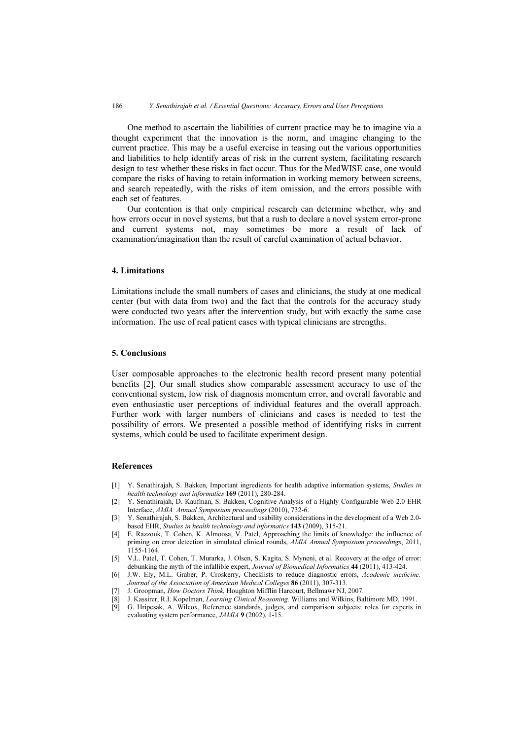One method to ascertain the liabilities of current practice may be to imagine via a thought experiment that the innovation is the norm, and imagine changing to the current practice. This may be a useful exercise in teasing out the various opportunities and liabilities to help identify areas of risk in the current system, facilitating research design to test whether these risks in fact occur. Thus for the MedWISE case, one would compare the risks of having to retain information in working memory between screens, and search repeatedly, with the risks of item omission, and the errors possible with each set of features.

Our contention is that only empirical research can determine whether, why and how errors occur in novel systems, but that a rush to declare a novel system error-prone and current systems not, may sometimes be more a result of lack of examination/imagination than the result of careful examination of actual behavior.

## 4. Limitations

Limitations include the small numbers of cases and clinicians, the study at one medical center (but with data from two) and the fact that the controls for the accuracy study were conducted two years after the intervention study, but with exactly the same case information. The use of real patient cases with typical clinicians are strengths.

## 5. Conclusions

User composable approaches to the electronic health record present many potential benefits [2]. Our small studies show comparable assessment accuracy to use of the conventional system, low risk of diagnosis momentum error, and overall favorable and even enthusiastic user perceptions of individual features and the overall approach. Further work with larger numbers of clinicians and cases is needed to test the possibility of errors. We presented a possible method of identifying risks in current systems, which could be used to facilitate experiment design.

## References

[1] Y. Senathirajah, S. Bakken, Important ingredients for health adaptive information systems, *Studies in health technology and informatics* **169** (2011), 280-284.

[2] Y. Senathirajah, D. Kaufman, S. Bakken, Cognitive Analysis of a Highly Configurable Web 2.0 EHR Interface, *AMIA Annual Symposium proceedings* (2010), 732-6.

[3] Y. Senathirajah, S. Bakken, Architectural and usability considerations in the development of a Web 2.0-based EHR, *Studies in health technology and informatics* **143** (2009), 315-21.

[4] E. Razzouk, T. Cohen, K. Almoosa, V. Patel, Approaching the limits of knowledge: the influence of priming on error detection in simulated clinical rounds, *AMIA Annual Symposium proceedings*, 2011, 1155-1164.

[5] V.L. Patel, T. Cohen, T. Murarka, J. Olsen, S. Kagita, S. Myneni, et al. Recovery at the edge of error: debunking the myth of the infallible expert, *Journal of Biomedical Informatics* **44** (2011), 413-424.

[6] J.W. Ely, M.L. Graber, P. Croskerry, Checklists to reduce diagnostic errors, *Academic medicine: Journal of the Association of American Medical Colleges* **86** (2011), 307-313.

[7] J. Groopman, *How Doctors Think*, Houghton Mifflin Harcourt, Bellmawr NJ, 2007.

[8] J. Kassirer, R.I. Kopelman, *Learning Clinical Reasoning*, Williams and Wilkins, Baltimore MD, 1991.

[9] G. Hripcsak, A. Wilcox, Reference standards, judges, and comparison subjects: roles for experts in evaluating system performance, *JAMIA* **9** (2002), 1-15.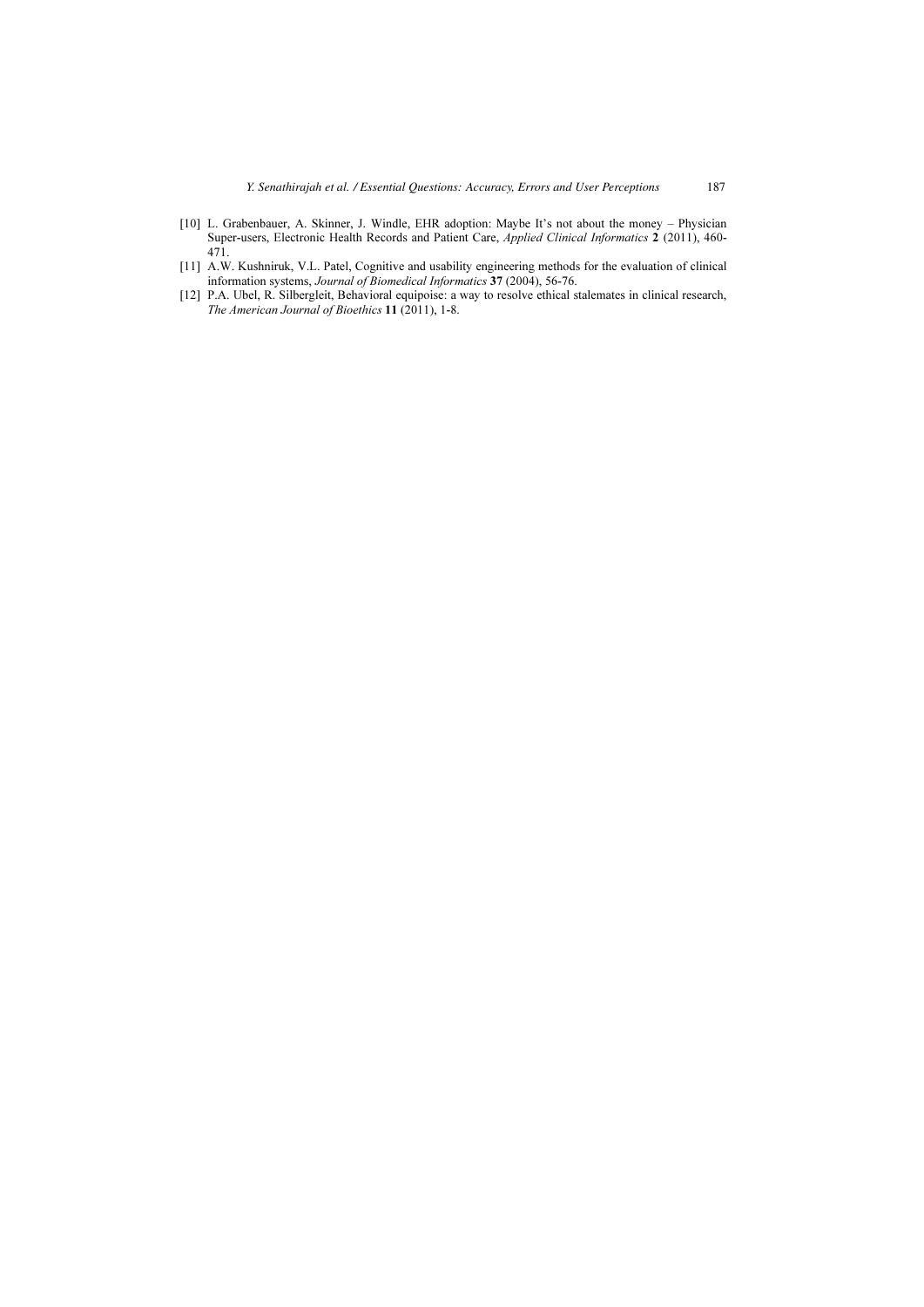[10] L. Grabenbauer, A. Skinner, J. Windle, EHR adoption: Maybe It's not about the money – Physician Super-users, Electronic Health Records and Patient Care, *Applied Clinical Informatics* **2** (2011), 460-471.

[11] A.W. Kushniruk, V.L. Patel, Cognitive and usability engineering methods for the evaluation of clinical information systems, *Journal of Biomedical Informatics* **37** (2004), 56-76.

[12] P.A. Ubel, R. Silbergleit, Behavioral equipoise: a way to resolve ethical stalemates in clinical research, *The American Journal of Bioethics* **11** (2011), 1-8.